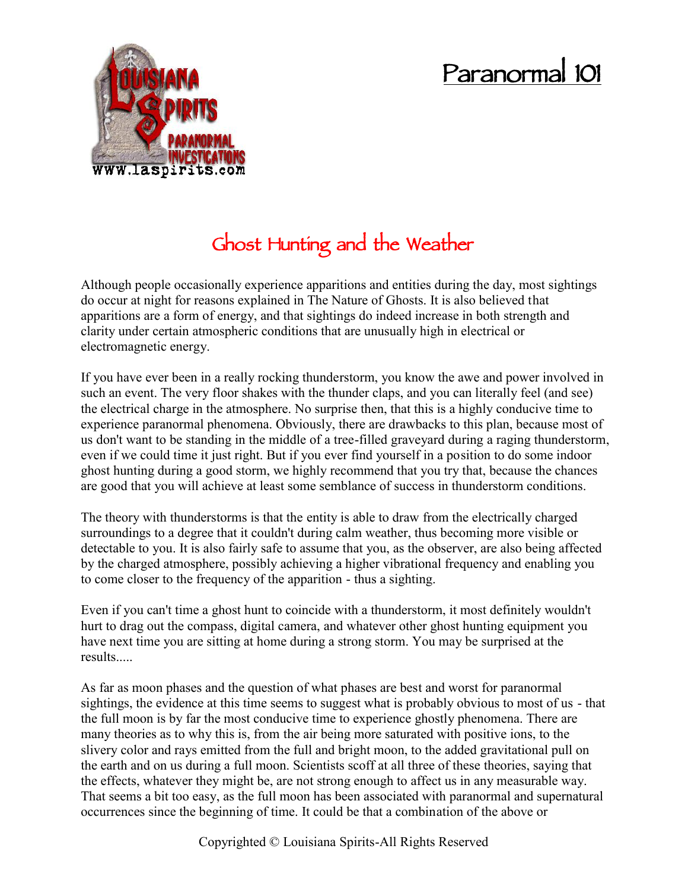# Paranormal 101

## Ghost Hunting and the Weather

Although people occasionally experience apparitions and entities during the day, most sightings do occur at night for reasons explained in The Nature of Ghosts. It is also believed that apparitions are a form of energy, and that sightings do indeed increase in both strength and clarity under certain atmospheric conditions that are unusually high in electrical or electromagnetic energy.

If you have ever been in a really rocking thunderstorm, you know the awe and power involved in such an event. The very floor shakes with the thunder claps, and you can literally feel (and see) the electrical charge in the atmosphere. No surprise then, that this is a highly conducive time to experience paranormal phenomena. Obviously, there are drawbacks to this plan, because most of us don't want to be standing in the middle of a tree-filled graveyard during a raging thunderstorm, even if we could time it just right. But if you ever find yourself in a position to do some indoor ghost hunting during a good storm, we highly recommend that you try that, because the chances are good that you will achieve at least some semblance of success in thunderstorm conditions.

The theory with thunderstorms is that the entity is able to draw from the electrically charged surroundings to a degree that it couldn't during calm weather, thus becoming more visible or detectable to you. It is also fairly safe to assume that you, as the observer, are also being affected by the charged atmosphere, possibly achieving a higher vibrational frequency and enabling you to come closer to the frequency of the apparition - thus a sighting.

Even if you can't time a ghost hunt to coincide with a thunderstorm, it most definitely wouldn't hurt to drag out the compass, digital camera, and whatever other ghost hunting equipment you have next time you are sitting at home during a strong storm. You may be surprised at the results.....

As far as moon phases and the question of what phases are best and worst for paranormal sightings, the evidence at this time seems to suggest what is probably obvious to most of us - that the full moon is by far the most conducive time to experience ghostly phenomena. There are many theories as to why this is, from the air being more saturated with positive ions, to the slivery color and rays emitted from the full and bright moon, to the added gravitational pull on the earth and on us during a full moon. Scientists scoff at all three of these theories, saying that the effects, whatever they might be, are not strong enough to affect us in any measurable way. That seems a bit too easy, as the full moon has been associated with paranormal and supernatural occurrences since the beginning of time. It could be that a combination of the above or

Copyrighted © Louisiana Spirits-All Rights Reserved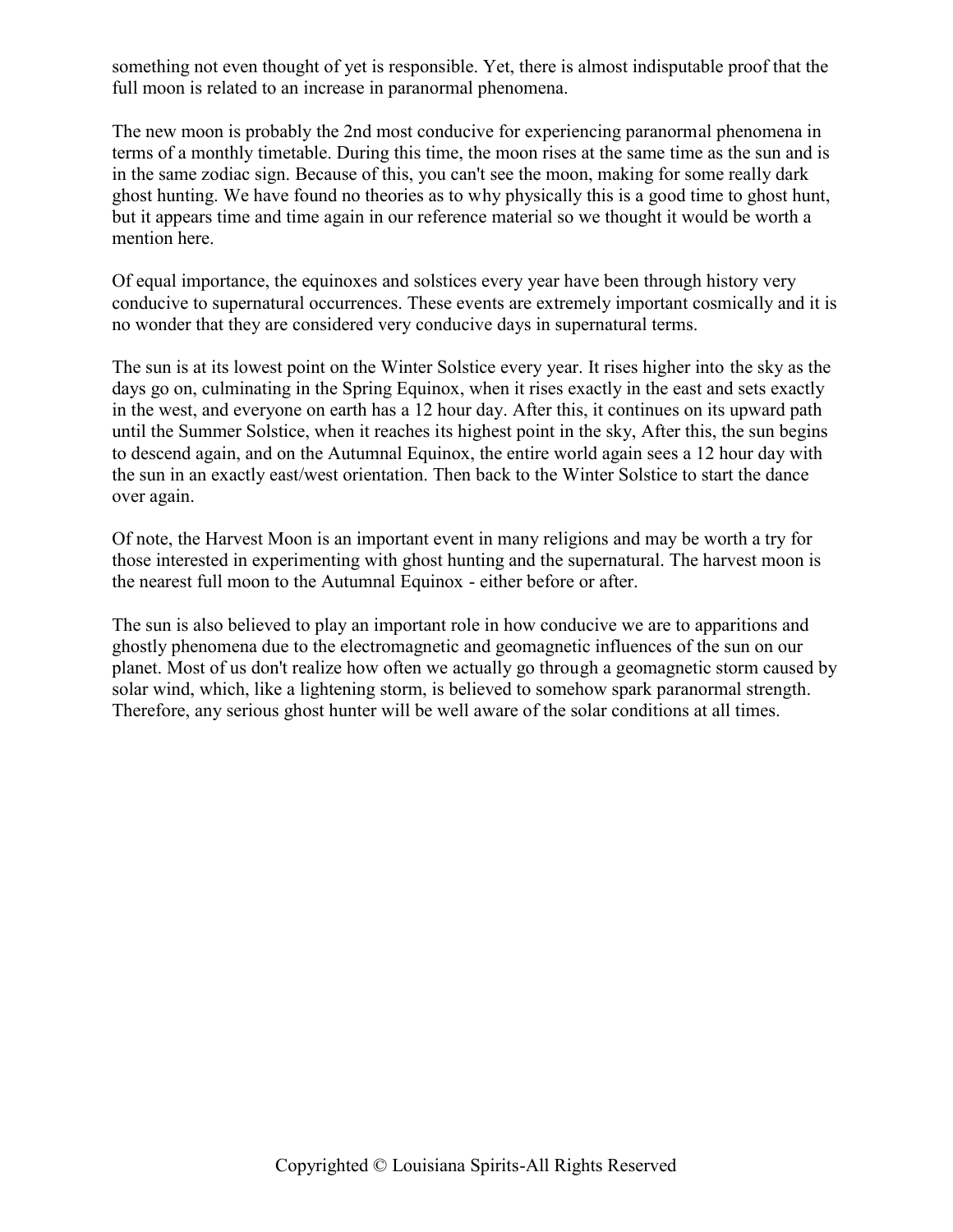something not even thought of yet is responsible. Yet, there is almost indisputable proof that the full moon is related to an increase in paranormal phenomena.

The new moon is probably the 2nd most conducive for experiencing paranormal phenomena in terms of a monthly timetable. During this time, the moon rises at the same time as the sun and is in the same zodiac sign. Because of this, you can't see the moon, making for some really dark ghost hunting. We have found no theories as to why physically this is a good time to ghost hunt, but it appears time and time again in our reference material so we thought it would be worth a mention here.

Of equal importance, the equinoxes and solstices every year have been through history very conducive to supernatural occurrences. These events are extremely important cosmically and it is no wonder that they are considered very conducive days in supernatural terms.

The sun is at its lowest point on the Winter Solstice every year. It rises higher into the sky as the days go on, culminating in the Spring Equinox, when it rises exactly in the east and sets exactly in the west, and everyone on earth has a 12 hour day. After this, it continues on its upward path until the Summer Solstice, when it reaches its highest point in the sky, After this, the sun begins to descend again, and on the Autumnal Equinox, the entire world again sees a 12 hour day with the sun in an exactly east/west orientation. Then back to the Winter Solstice to start the dance over again.

Of note, the Harvest Moon is an important event in many religions and may be worth a try for those interested in experimenting with ghost hunting and the supernatural. The harvest moon is the nearest full moon to the Autumnal Equinox - either before or after.

The sun is also believed to play an important role in how conducive we are to apparitions and ghostly phenomena due to the electromagnetic and geomagnetic influences of the sun on our planet. Most of us don't realize how often we actually go through a geomagnetic storm caused by solar wind, which, like a lightening storm, is believed to somehow spark paranormal strength. Therefore, any serious ghost hunter will be well aware of the solar conditions at all times.

Copyrighted © Louisiana Spirits-All Rights Reserved